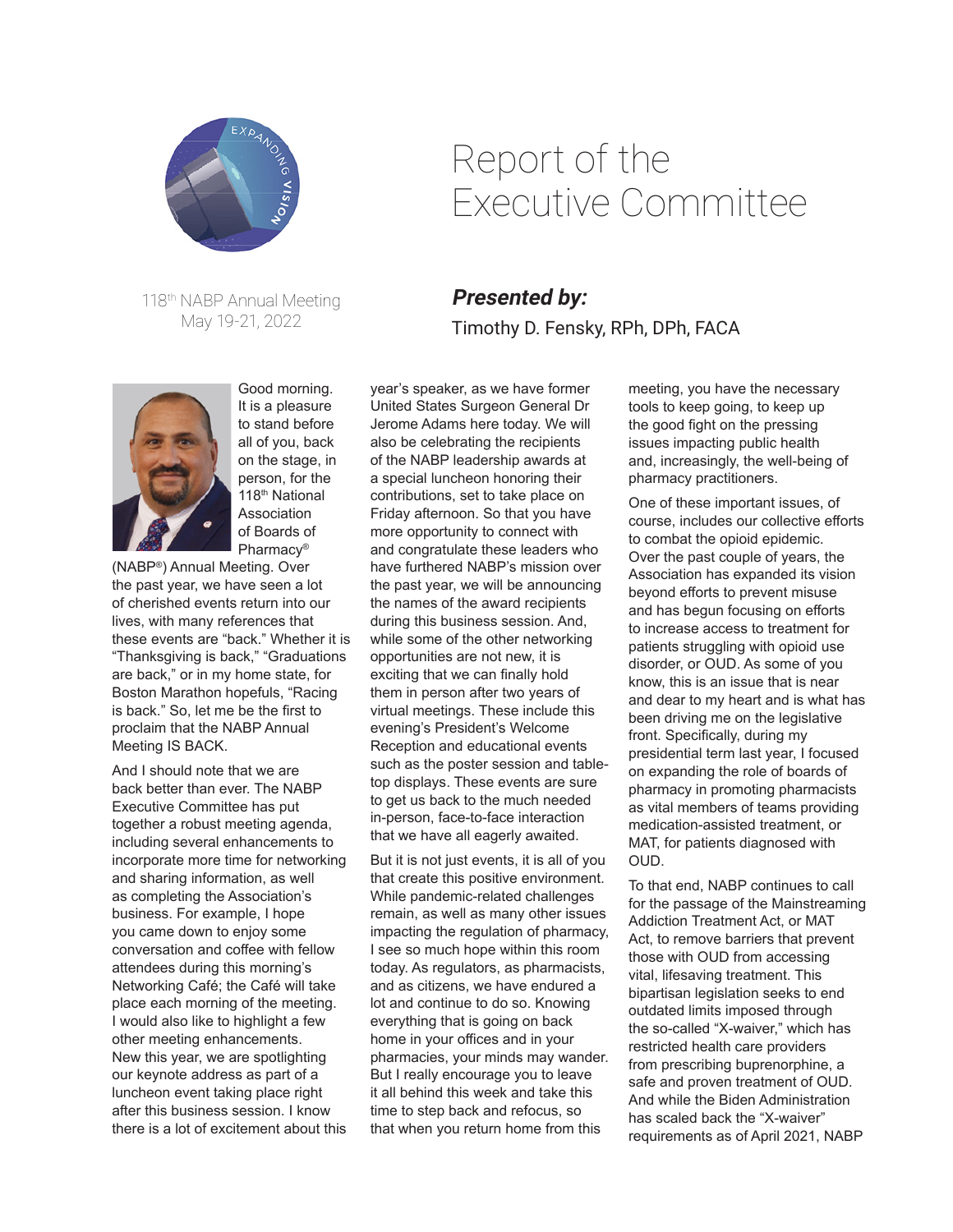# Report of the Executive Committee

118th NABP Annual Meeting
May 19-21, 2022

## *Presented by:*

Timothy D. Fensky, RPh, DPh, FACA

Good morning. It is a pleasure to stand before all of you, back on the stage, in person, for the 118th National Association of Boards of Pharmacy® (NABP®) Annual Meeting. Over the past year, we have seen a lot of cherished events return into our lives, with many references that these events are "back." Whether it is "Thanksgiving is back," "Graduations are back," or in my home state, for Boston Marathon hopefuls, "Racing is back." So, let me be the first to proclaim that the NABP Annual Meeting IS BACK.

And I should note that we are back better than ever. The NABP Executive Committee has put together a robust meeting agenda, including several enhancements to incorporate more time for networking and sharing information, as well as completing the Association's business. For example, I hope you came down to enjoy some conversation and coffee with fellow attendees during this morning's Networking Café; the Café will take place each morning of the meeting. I would also like to highlight a few other meeting enhancements. New this year, we are spotlighting our keynote address as part of a luncheon event taking place right after this business session. I know there is a lot of excitement about this year's speaker, as we have former United States Surgeon General Dr Jerome Adams here today. We will also be celebrating the recipients of the NABP leadership awards at a special luncheon honoring their contributions, set to take place on Friday afternoon. So that you have more opportunity to connect with and congratulate these leaders who have furthered NABP's mission over the past year, we will be announcing the names of the award recipients during this business session. And, while some of the other networking opportunities are not new, it is exciting that we can finally hold them in person after two years of virtual meetings. These include this evening's President's Welcome Reception and educational events such as the poster session and table-top displays. These events are sure to get us back to the much needed in-person, face-to-face interaction that we have all eagerly awaited.

But it is not just events, it is all of you that create this positive environment. While pandemic-related challenges remain, as well as many other issues impacting the regulation of pharmacy, I see so much hope within this room today. As regulators, as pharmacists, and as citizens, we have endured a lot and continue to do so. Knowing everything that is going on back home in your offices and in your pharmacies, your minds may wander. But I really encourage you to leave it all behind this week and take this time to step back and refocus, so that when you return home from this meeting, you have the necessary tools to keep going, to keep up the good fight on the pressing issues impacting public health and, increasingly, the well-being of pharmacy practitioners.

One of these important issues, of course, includes our collective efforts to combat the opioid epidemic. Over the past couple of years, the Association has expanded its vision beyond efforts to prevent misuse and has begun focusing on efforts to increase access to treatment for patients struggling with opioid use disorder, or OUD. As some of you know, this is an issue that is near and dear to my heart and is what has been driving me on the legislative front. Specifically, during my presidential term last year, I focused on expanding the role of boards of pharmacy in promoting pharmacists as vital members of teams providing medication-assisted treatment, or MAT, for patients diagnosed with OUD.

To that end, NABP continues to call for the passage of the Mainstreaming Addiction Treatment Act, or MAT Act, to remove barriers that prevent those with OUD from accessing vital, lifesaving treatment. This bipartisan legislation seeks to end outdated limits imposed through the so-called "X-waiver," which has restricted health care providers from prescribing buprenorphine, a safe and proven treatment of OUD. And while the Biden Administration has scaled back the "X-waiver" requirements as of April 2021, NABP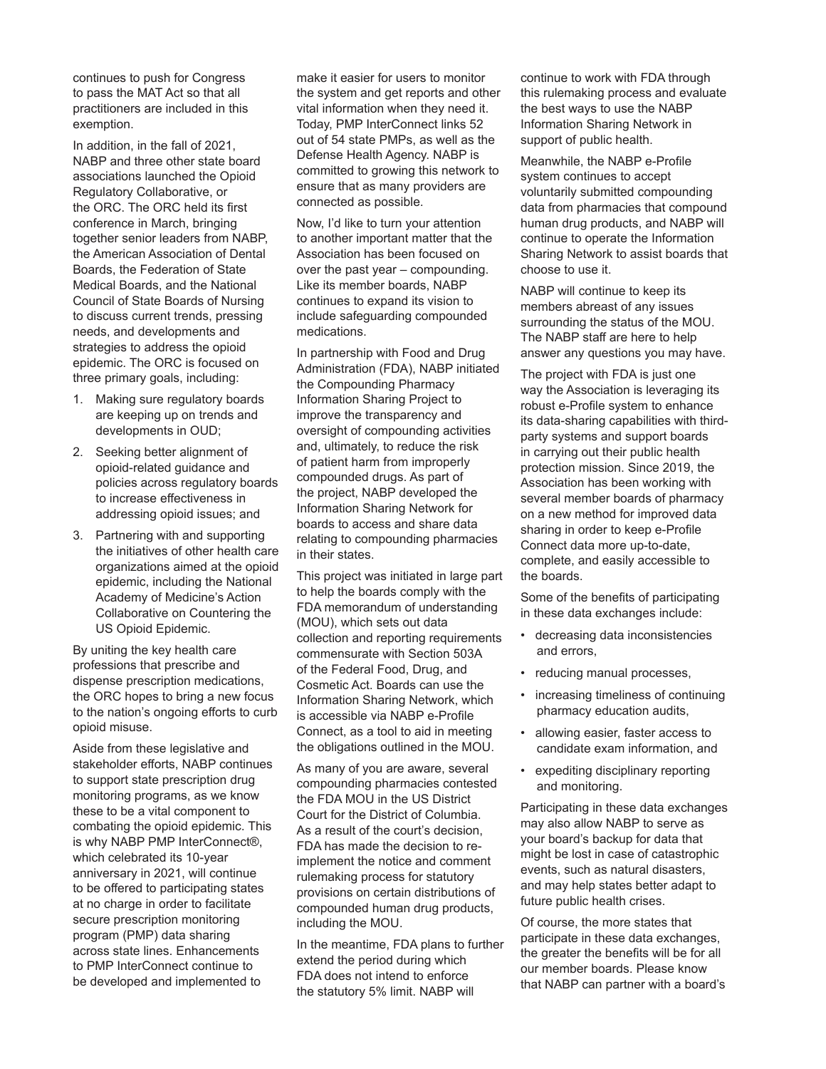continues to push for Congress to pass the MAT Act so that all practitioners are included in this exemption.

In addition, in the fall of 2021, NABP and three other state board associations launched the Opioid Regulatory Collaborative, or the ORC. The ORC held its first conference in March, bringing together senior leaders from NABP, the American Association of Dental Boards, the Federation of State Medical Boards, and the National Council of State Boards of Nursing to discuss current trends, pressing needs, and developments and strategies to address the opioid epidemic. The ORC is focused on three primary goals, including:

1. Making sure regulatory boards are keeping up on trends and developments in OUD;
2. Seeking better alignment of opioid-related guidance and policies across regulatory boards to increase effectiveness in addressing opioid issues; and
3. Partnering with and supporting the initiatives of other health care organizations aimed at the opioid epidemic, including the National Academy of Medicine's Action Collaborative on Countering the US Opioid Epidemic.

By uniting the key health care professions that prescribe and dispense prescription medications, the ORC hopes to bring a new focus to the nation's ongoing efforts to curb opioid misuse.

Aside from these legislative and stakeholder efforts, NABP continues to support state prescription drug monitoring programs, as we know these to be a vital component to combating the opioid epidemic. This is why NABP PMP InterConnect®, which celebrated its 10-year anniversary in 2021, will continue to be offered to participating states at no charge in order to facilitate secure prescription monitoring program (PMP) data sharing across state lines. Enhancements to PMP InterConnect continue to be developed and implemented to make it easier for users to monitor the system and get reports and other vital information when they need it. Today, PMP InterConnect links 52 out of 54 state PMPs, as well as the Defense Health Agency. NABP is committed to growing this network to ensure that as many providers are connected as possible.

Now, I'd like to turn your attention to another important matter that the Association has been focused on over the past year – compounding. Like its member boards, NABP continues to expand its vision to include safeguarding compounded medications.

In partnership with Food and Drug Administration (FDA), NABP initiated the Compounding Pharmacy Information Sharing Project to improve the transparency and oversight of compounding activities and, ultimately, to reduce the risk of patient harm from improperly compounded drugs. As part of the project, NABP developed the Information Sharing Network for boards to access and share data relating to compounding pharmacies in their states.

This project was initiated in large part to help the boards comply with the FDA memorandum of understanding (MOU), which sets out data collection and reporting requirements commensurate with Section 503A of the Federal Food, Drug, and Cosmetic Act. Boards can use the Information Sharing Network, which is accessible via NABP e-Profile Connect, as a tool to aid in meeting the obligations outlined in the MOU.

As many of you are aware, several compounding pharmacies contested the FDA MOU in the US District Court for the District of Columbia. As a result of the court's decision, FDA has made the decision to re-implement the notice and comment rulemaking process for statutory provisions on certain distributions of compounded human drug products, including the MOU.

In the meantime, FDA plans to further extend the period during which FDA does not intend to enforce the statutory 5% limit. NABP will continue to work with FDA through this rulemaking process and evaluate the best ways to use the NABP Information Sharing Network in support of public health.

Meanwhile, the NABP e-Profile system continues to accept voluntarily submitted compounding data from pharmacies that compound human drug products, and NABP will continue to operate the Information Sharing Network to assist boards that choose to use it.

NABP will continue to keep its members abreast of any issues surrounding the status of the MOU. The NABP staff are here to help answer any questions you may have.

The project with FDA is just one way the Association is leveraging its robust e-Profile system to enhance its data-sharing capabilities with third-party systems and support boards in carrying out their public health protection mission. Since 2019, the Association has been working with several member boards of pharmacy on a new method for improved data sharing in order to keep e-Profile Connect data more up-to-date, complete, and easily accessible to the boards.

Some of the benefits of participating in these data exchanges include:

- decreasing data inconsistencies and errors,
- reducing manual processes,
- increasing timeliness of continuing pharmacy education audits,
- allowing easier, faster access to candidate exam information, and
- expediting disciplinary reporting and monitoring.

Participating in these data exchanges may also allow NABP to serve as your board's backup for data that might be lost in case of catastrophic events, such as natural disasters, and may help states better adapt to future public health crises.

Of course, the more states that participate in these data exchanges, the greater the benefits will be for all our member boards. Please know that NABP can partner with a board's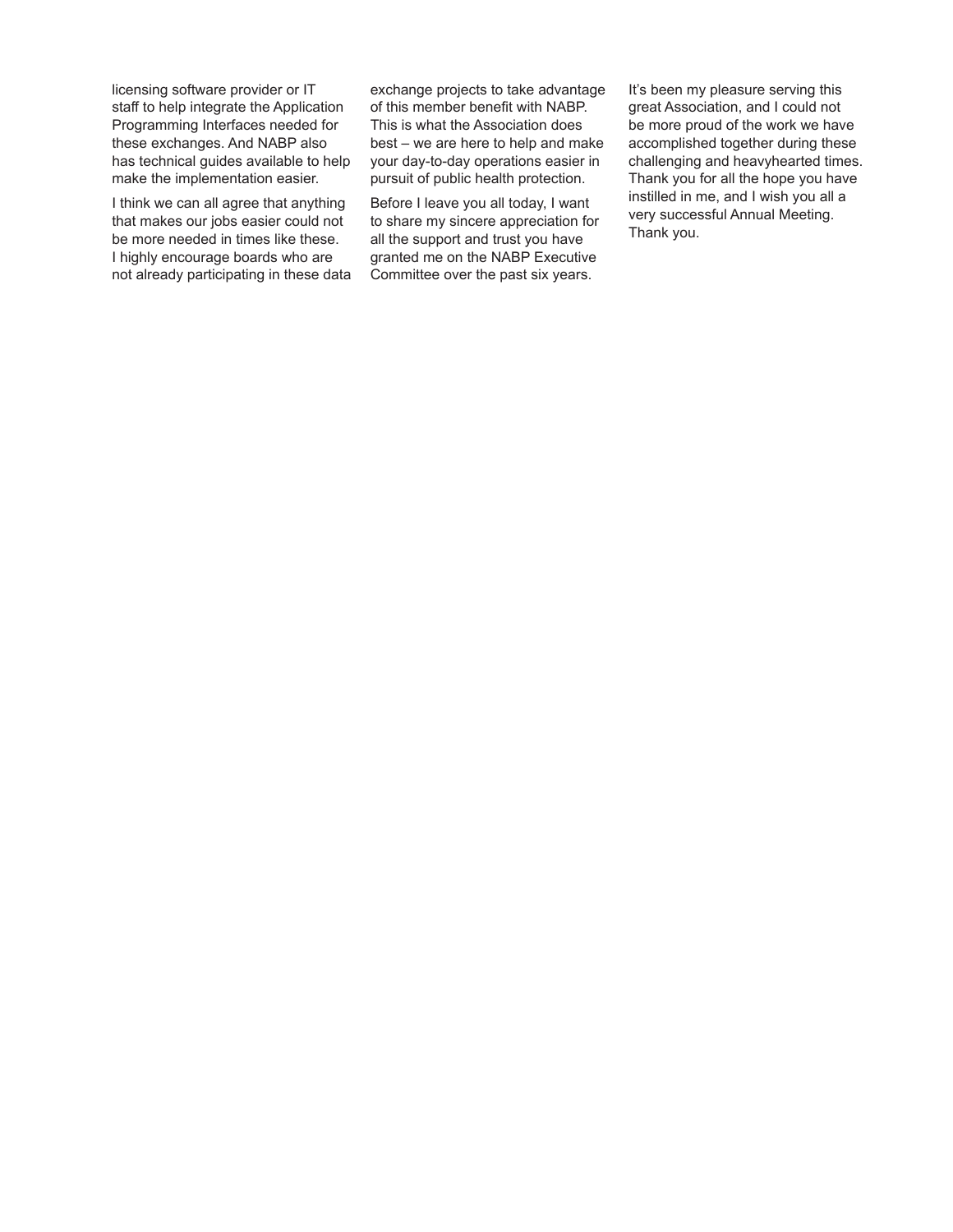licensing software provider or IT staff to help integrate the Application Programming Interfaces needed for these exchanges. And NABP also has technical guides available to help make the implementation easier.

I think we can all agree that anything that makes our jobs easier could not be more needed in times like these. I highly encourage boards who are not already participating in these data exchange projects to take advantage of this member benefit with NABP. This is what the Association does best – we are here to help and make your day-to-day operations easier in pursuit of public health protection.

Before I leave you all today, I want to share my sincere appreciation for all the support and trust you have granted me on the NABP Executive Committee over the past six years. It's been my pleasure serving this great Association, and I could not be more proud of the work we have accomplished together during these challenging and heavyhearted times. Thank you for all the hope you have instilled in me, and I wish you all a very successful Annual Meeting. Thank you.